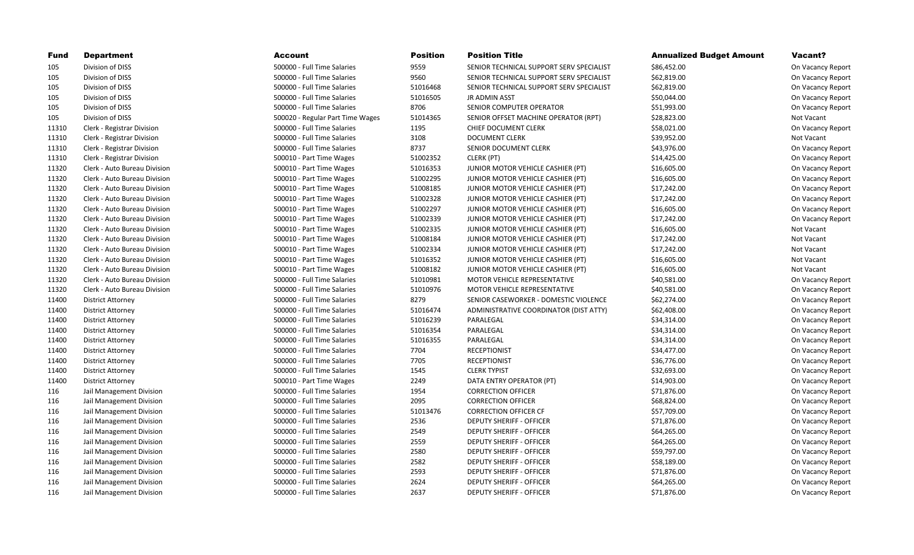| Fund | Department | Account | Position | Position Title | Annualized Budget Amount | Vacant? |
|---|---|---|---|---|---|---|
| 105 | Division of DISS | 500000 - Full Time Salaries | 9559 | SENIOR TECHNICAL SUPPORT SERV SPECIALIST | $86,452.00 | On Vacancy Report |
| 105 | Division of DISS | 500000 - Full Time Salaries | 9560 | SENIOR TECHNICAL SUPPORT SERV SPECIALIST | $62,819.00 | On Vacancy Report |
| 105 | Division of DISS | 500000 - Full Time Salaries | 51016468 | SENIOR TECHNICAL SUPPORT SERV SPECIALIST | $62,819.00 | On Vacancy Report |
| 105 | Division of DISS | 500000 - Full Time Salaries | 51016505 | JR ADMIN ASST | $50,044.00 | On Vacancy Report |
| 105 | Division of DISS | 500000 - Full Time Salaries | 8706 | SENIOR COMPUTER OPERATOR | $51,993.00 | On Vacancy Report |
| 105 | Division of DISS | 500020 - Regular Part Time Wages | 51014365 | SENIOR OFFSET MACHINE OPERATOR (RPT) | $28,823.00 | Not Vacant |
| 11310 | Clerk - Registrar Division | 500000 - Full Time Salaries | 1195 | CHIEF DOCUMENT CLERK | $58,021.00 | On Vacancy Report |
| 11310 | Clerk - Registrar Division | 500000 - Full Time Salaries | 3108 | DOCUMENT CLERK | $39,952.00 | Not Vacant |
| 11310 | Clerk - Registrar Division | 500000 - Full Time Salaries | 8737 | SENIOR DOCUMENT CLERK | $43,976.00 | On Vacancy Report |
| 11310 | Clerk - Registrar Division | 500010 - Part Time Wages | 51002352 | CLERK (PT) | $14,425.00 | On Vacancy Report |
| 11320 | Clerk - Auto Bureau Division | 500010 - Part Time Wages | 51016353 | JUNIOR MOTOR VEHICLE CASHIER (PT) | $16,605.00 | On Vacancy Report |
| 11320 | Clerk - Auto Bureau Division | 500010 - Part Time Wages | 51002295 | JUNIOR MOTOR VEHICLE CASHIER (PT) | $16,605.00 | On Vacancy Report |
| 11320 | Clerk - Auto Bureau Division | 500010 - Part Time Wages | 51008185 | JUNIOR MOTOR VEHICLE CASHIER (PT) | $17,242.00 | On Vacancy Report |
| 11320 | Clerk - Auto Bureau Division | 500010 - Part Time Wages | 51002328 | JUNIOR MOTOR VEHICLE CASHIER (PT) | $17,242.00 | On Vacancy Report |
| 11320 | Clerk - Auto Bureau Division | 500010 - Part Time Wages | 51002297 | JUNIOR MOTOR VEHICLE CASHIER (PT) | $16,605.00 | On Vacancy Report |
| 11320 | Clerk - Auto Bureau Division | 500010 - Part Time Wages | 51002339 | JUNIOR MOTOR VEHICLE CASHIER (PT) | $17,242.00 | On Vacancy Report |
| 11320 | Clerk - Auto Bureau Division | 500010 - Part Time Wages | 51002335 | JUNIOR MOTOR VEHICLE CASHIER (PT) | $16,605.00 | Not Vacant |
| 11320 | Clerk - Auto Bureau Division | 500010 - Part Time Wages | 51008184 | JUNIOR MOTOR VEHICLE CASHIER (PT) | $17,242.00 | Not Vacant |
| 11320 | Clerk - Auto Bureau Division | 500010 - Part Time Wages | 51002334 | JUNIOR MOTOR VEHICLE CASHIER (PT) | $17,242.00 | Not Vacant |
| 11320 | Clerk - Auto Bureau Division | 500010 - Part Time Wages | 51016352 | JUNIOR MOTOR VEHICLE CASHIER (PT) | $16,605.00 | Not Vacant |
| 11320 | Clerk - Auto Bureau Division | 500010 - Part Time Wages | 51008182 | JUNIOR MOTOR VEHICLE CASHIER (PT) | $16,605.00 | Not Vacant |
| 11320 | Clerk - Auto Bureau Division | 500000 - Full Time Salaries | 51010981 | MOTOR VEHICLE REPRESENTATIVE | $40,581.00 | On Vacancy Report |
| 11320 | Clerk - Auto Bureau Division | 500000 - Full Time Salaries | 51010976 | MOTOR VEHICLE REPRESENTATIVE | $40,581.00 | On Vacancy Report |
| 11400 | District Attorney | 500000 - Full Time Salaries | 8279 | SENIOR CASEWORKER - DOMESTIC VIOLENCE | $62,274.00 | On Vacancy Report |
| 11400 | District Attorney | 500000 - Full Time Salaries | 51016474 | ADMINISTRATIVE COORDINATOR (DIST ATTY) | $62,408.00 | On Vacancy Report |
| 11400 | District Attorney | 500000 - Full Time Salaries | 51016239 | PARALEGAL | $34,314.00 | On Vacancy Report |
| 11400 | District Attorney | 500000 - Full Time Salaries | 51016354 | PARALEGAL | $34,314.00 | On Vacancy Report |
| 11400 | District Attorney | 500000 - Full Time Salaries | 51016355 | PARALEGAL | $34,314.00 | On Vacancy Report |
| 11400 | District Attorney | 500000 - Full Time Salaries | 7704 | RECEPTIONIST | $34,477.00 | On Vacancy Report |
| 11400 | District Attorney | 500000 - Full Time Salaries | 7705 | RECEPTIONIST | $36,776.00 | On Vacancy Report |
| 11400 | District Attorney | 500000 - Full Time Salaries | 1545 | CLERK TYPIST | $32,693.00 | On Vacancy Report |
| 11400 | District Attorney | 500010 - Part Time Wages | 2249 | DATA ENTRY OPERATOR (PT) | $14,903.00 | On Vacancy Report |
| 116 | Jail Management Division | 500000 - Full Time Salaries | 1954 | CORRECTION OFFICER | $71,876.00 | On Vacancy Report |
| 116 | Jail Management Division | 500000 - Full Time Salaries | 2095 | CORRECTION OFFICER | $68,824.00 | On Vacancy Report |
| 116 | Jail Management Division | 500000 - Full Time Salaries | 51013476 | CORRECTION OFFICER CF | $57,709.00 | On Vacancy Report |
| 116 | Jail Management Division | 500000 - Full Time Salaries | 2536 | DEPUTY SHERIFF - OFFICER | $71,876.00 | On Vacancy Report |
| 116 | Jail Management Division | 500000 - Full Time Salaries | 2549 | DEPUTY SHERIFF - OFFICER | $64,265.00 | On Vacancy Report |
| 116 | Jail Management Division | 500000 - Full Time Salaries | 2559 | DEPUTY SHERIFF - OFFICER | $64,265.00 | On Vacancy Report |
| 116 | Jail Management Division | 500000 - Full Time Salaries | 2580 | DEPUTY SHERIFF - OFFICER | $59,797.00 | On Vacancy Report |
| 116 | Jail Management Division | 500000 - Full Time Salaries | 2582 | DEPUTY SHERIFF - OFFICER | $58,189.00 | On Vacancy Report |
| 116 | Jail Management Division | 500000 - Full Time Salaries | 2593 | DEPUTY SHERIFF - OFFICER | $71,876.00 | On Vacancy Report |
| 116 | Jail Management Division | 500000 - Full Time Salaries | 2624 | DEPUTY SHERIFF - OFFICER | $64,265.00 | On Vacancy Report |
| 116 | Jail Management Division | 500000 - Full Time Salaries | 2637 | DEPUTY SHERIFF - OFFICER | $71,876.00 | On Vacancy Report |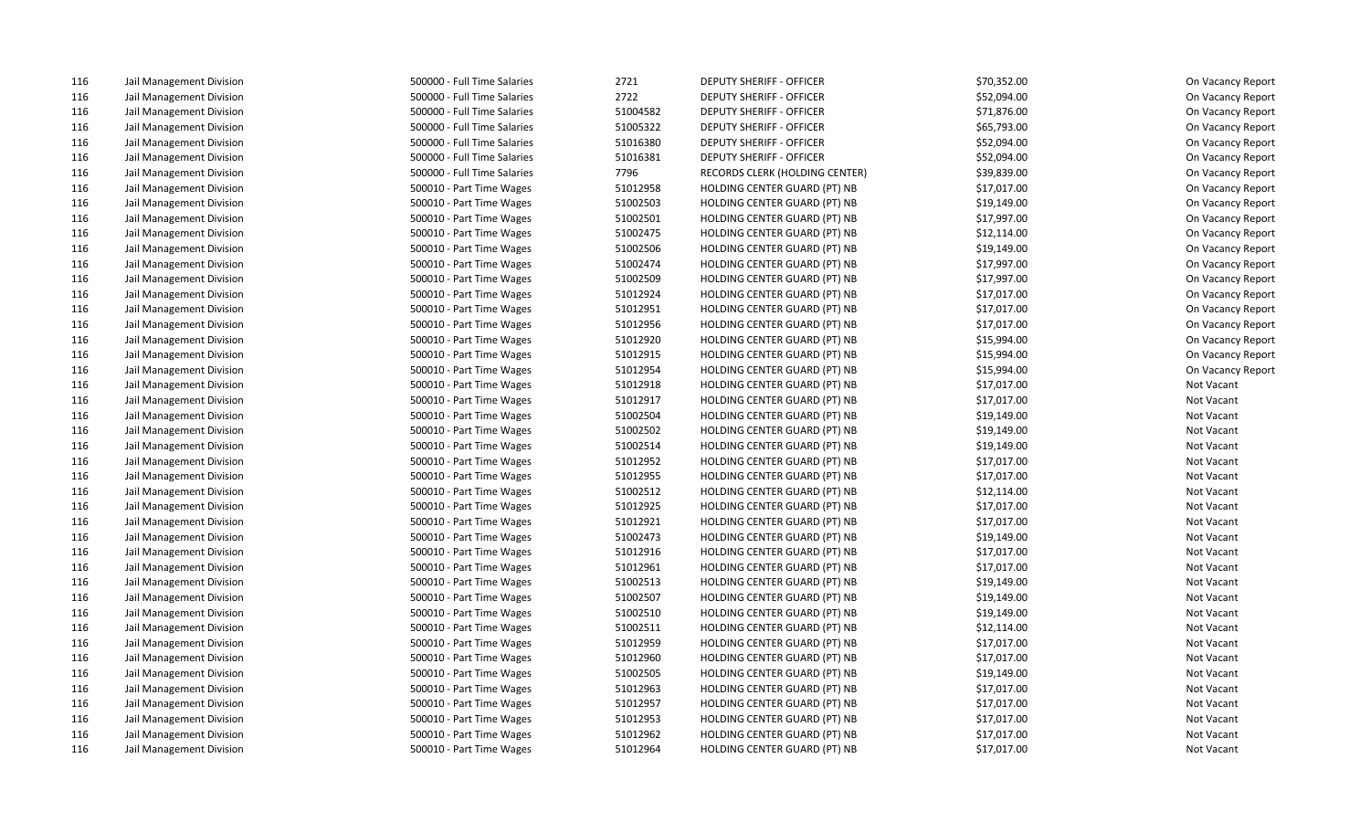| | | | | | | |
|---|---|---|---|---|---|---|
| 116 | Jail Management Division | 500000 - Full Time Salaries | 2721 | DEPUTY SHERIFF - OFFICER | $70,352.00 | On Vacancy Report |
| 116 | Jail Management Division | 500000 - Full Time Salaries | 2722 | DEPUTY SHERIFF - OFFICER | $52,094.00 | On Vacancy Report |
| 116 | Jail Management Division | 500000 - Full Time Salaries | 51004582 | DEPUTY SHERIFF - OFFICER | $71,876.00 | On Vacancy Report |
| 116 | Jail Management Division | 500000 - Full Time Salaries | 51005322 | DEPUTY SHERIFF - OFFICER | $65,793.00 | On Vacancy Report |
| 116 | Jail Management Division | 500000 - Full Time Salaries | 51016380 | DEPUTY SHERIFF - OFFICER | $52,094.00 | On Vacancy Report |
| 116 | Jail Management Division | 500000 - Full Time Salaries | 51016381 | DEPUTY SHERIFF - OFFICER | $52,094.00 | On Vacancy Report |
| 116 | Jail Management Division | 500000 - Full Time Salaries | 7796 | RECORDS CLERK (HOLDING CENTER) | $39,839.00 | On Vacancy Report |
| 116 | Jail Management Division | 500010 - Part Time Wages | 51012958 | HOLDING CENTER GUARD (PT) NB | $17,017.00 | On Vacancy Report |
| 116 | Jail Management Division | 500010 - Part Time Wages | 51002503 | HOLDING CENTER GUARD (PT) NB | $19,149.00 | On Vacancy Report |
| 116 | Jail Management Division | 500010 - Part Time Wages | 51002501 | HOLDING CENTER GUARD (PT) NB | $17,997.00 | On Vacancy Report |
| 116 | Jail Management Division | 500010 - Part Time Wages | 51002475 | HOLDING CENTER GUARD (PT) NB | $12,114.00 | On Vacancy Report |
| 116 | Jail Management Division | 500010 - Part Time Wages | 51002506 | HOLDING CENTER GUARD (PT) NB | $19,149.00 | On Vacancy Report |
| 116 | Jail Management Division | 500010 - Part Time Wages | 51002474 | HOLDING CENTER GUARD (PT) NB | $17,997.00 | On Vacancy Report |
| 116 | Jail Management Division | 500010 - Part Time Wages | 51002509 | HOLDING CENTER GUARD (PT) NB | $17,997.00 | On Vacancy Report |
| 116 | Jail Management Division | 500010 - Part Time Wages | 51012924 | HOLDING CENTER GUARD (PT) NB | $17,017.00 | On Vacancy Report |
| 116 | Jail Management Division | 500010 - Part Time Wages | 51012951 | HOLDING CENTER GUARD (PT) NB | $17,017.00 | On Vacancy Report |
| 116 | Jail Management Division | 500010 - Part Time Wages | 51012956 | HOLDING CENTER GUARD (PT) NB | $17,017.00 | On Vacancy Report |
| 116 | Jail Management Division | 500010 - Part Time Wages | 51012920 | HOLDING CENTER GUARD (PT) NB | $15,994.00 | On Vacancy Report |
| 116 | Jail Management Division | 500010 - Part Time Wages | 51012915 | HOLDING CENTER GUARD (PT) NB | $15,994.00 | On Vacancy Report |
| 116 | Jail Management Division | 500010 - Part Time Wages | 51012954 | HOLDING CENTER GUARD (PT) NB | $15,994.00 | On Vacancy Report |
| 116 | Jail Management Division | 500010 - Part Time Wages | 51012918 | HOLDING CENTER GUARD (PT) NB | $17,017.00 | Not Vacant |
| 116 | Jail Management Division | 500010 - Part Time Wages | 51012917 | HOLDING CENTER GUARD (PT) NB | $17,017.00 | Not Vacant |
| 116 | Jail Management Division | 500010 - Part Time Wages | 51002504 | HOLDING CENTER GUARD (PT) NB | $19,149.00 | Not Vacant |
| 116 | Jail Management Division | 500010 - Part Time Wages | 51002502 | HOLDING CENTER GUARD (PT) NB | $19,149.00 | Not Vacant |
| 116 | Jail Management Division | 500010 - Part Time Wages | 51002514 | HOLDING CENTER GUARD (PT) NB | $19,149.00 | Not Vacant |
| 116 | Jail Management Division | 500010 - Part Time Wages | 51012952 | HOLDING CENTER GUARD (PT) NB | $17,017.00 | Not Vacant |
| 116 | Jail Management Division | 500010 - Part Time Wages | 51012955 | HOLDING CENTER GUARD (PT) NB | $17,017.00 | Not Vacant |
| 116 | Jail Management Division | 500010 - Part Time Wages | 51002512 | HOLDING CENTER GUARD (PT) NB | $12,114.00 | Not Vacant |
| 116 | Jail Management Division | 500010 - Part Time Wages | 51012925 | HOLDING CENTER GUARD (PT) NB | $17,017.00 | Not Vacant |
| 116 | Jail Management Division | 500010 - Part Time Wages | 51012921 | HOLDING CENTER GUARD (PT) NB | $17,017.00 | Not Vacant |
| 116 | Jail Management Division | 500010 - Part Time Wages | 51002473 | HOLDING CENTER GUARD (PT) NB | $19,149.00 | Not Vacant |
| 116 | Jail Management Division | 500010 - Part Time Wages | 51012916 | HOLDING CENTER GUARD (PT) NB | $17,017.00 | Not Vacant |
| 116 | Jail Management Division | 500010 - Part Time Wages | 51012961 | HOLDING CENTER GUARD (PT) NB | $17,017.00 | Not Vacant |
| 116 | Jail Management Division | 500010 - Part Time Wages | 51002513 | HOLDING CENTER GUARD (PT) NB | $19,149.00 | Not Vacant |
| 116 | Jail Management Division | 500010 - Part Time Wages | 51002507 | HOLDING CENTER GUARD (PT) NB | $19,149.00 | Not Vacant |
| 116 | Jail Management Division | 500010 - Part Time Wages | 51002510 | HOLDING CENTER GUARD (PT) NB | $19,149.00 | Not Vacant |
| 116 | Jail Management Division | 500010 - Part Time Wages | 51002511 | HOLDING CENTER GUARD (PT) NB | $12,114.00 | Not Vacant |
| 116 | Jail Management Division | 500010 - Part Time Wages | 51012959 | HOLDING CENTER GUARD (PT) NB | $17,017.00 | Not Vacant |
| 116 | Jail Management Division | 500010 - Part Time Wages | 51012960 | HOLDING CENTER GUARD (PT) NB | $17,017.00 | Not Vacant |
| 116 | Jail Management Division | 500010 - Part Time Wages | 51002505 | HOLDING CENTER GUARD (PT) NB | $19,149.00 | Not Vacant |
| 116 | Jail Management Division | 500010 - Part Time Wages | 51012963 | HOLDING CENTER GUARD (PT) NB | $17,017.00 | Not Vacant |
| 116 | Jail Management Division | 500010 - Part Time Wages | 51012957 | HOLDING CENTER GUARD (PT) NB | $17,017.00 | Not Vacant |
| 116 | Jail Management Division | 500010 - Part Time Wages | 51012953 | HOLDING CENTER GUARD (PT) NB | $17,017.00 | Not Vacant |
| 116 | Jail Management Division | 500010 - Part Time Wages | 51012962 | HOLDING CENTER GUARD (PT) NB | $17,017.00 | Not Vacant |
| 116 | Jail Management Division | 500010 - Part Time Wages | 51012964 | HOLDING CENTER GUARD (PT) NB | $17,017.00 | Not Vacant |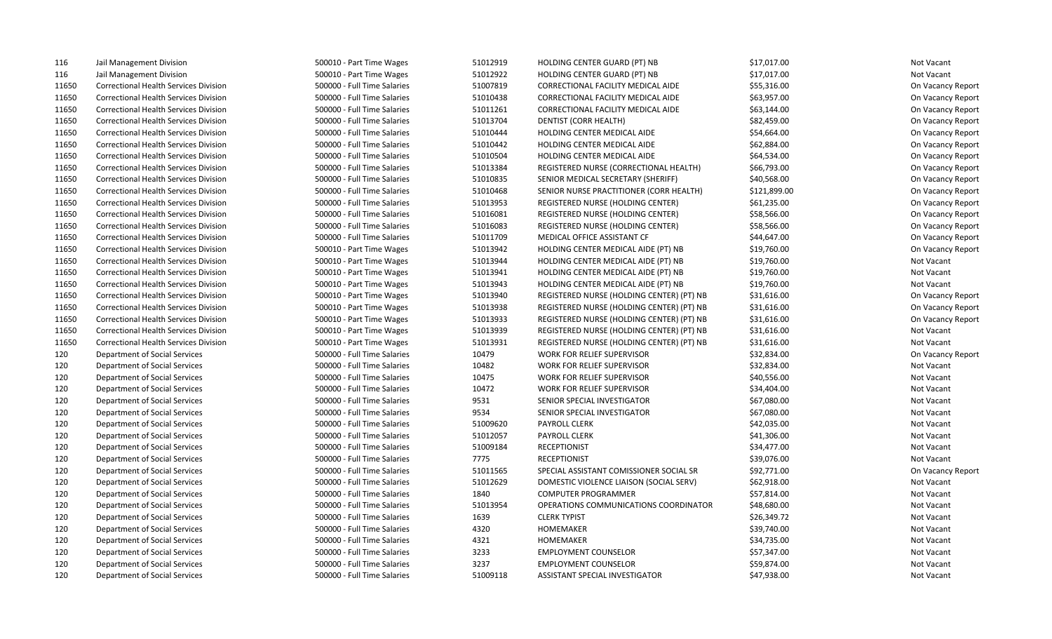| | | | | | | |
|---|---|---|---|---|---|---|
| 116 | Jail Management Division | 500010 - Part Time Wages | 51012919 | HOLDING CENTER GUARD (PT) NB | $17,017.00 | Not Vacant |
| 116 | Jail Management Division | 500010 - Part Time Wages | 51012922 | HOLDING CENTER GUARD (PT) NB | $17,017.00 | Not Vacant |
| 11650 | Correctional Health Services Division | 500000 - Full Time Salaries | 51007819 | CORRECTIONAL FACILITY MEDICAL AIDE | $55,316.00 | On Vacancy Report |
| 11650 | Correctional Health Services Division | 500000 - Full Time Salaries | 51010438 | CORRECTIONAL FACILITY MEDICAL AIDE | $63,957.00 | On Vacancy Report |
| 11650 | Correctional Health Services Division | 500000 - Full Time Salaries | 51011261 | CORRECTIONAL FACILITY MEDICAL AIDE | $63,144.00 | On Vacancy Report |
| 11650 | Correctional Health Services Division | 500000 - Full Time Salaries | 51013704 | DENTIST (CORR HEALTH) | $82,459.00 | On Vacancy Report |
| 11650 | Correctional Health Services Division | 500000 - Full Time Salaries | 51010444 | HOLDING CENTER MEDICAL AIDE | $54,664.00 | On Vacancy Report |
| 11650 | Correctional Health Services Division | 500000 - Full Time Salaries | 51010442 | HOLDING CENTER MEDICAL AIDE | $62,884.00 | On Vacancy Report |
| 11650 | Correctional Health Services Division | 500000 - Full Time Salaries | 51010504 | HOLDING CENTER MEDICAL AIDE | $64,534.00 | On Vacancy Report |
| 11650 | Correctional Health Services Division | 500000 - Full Time Salaries | 51013384 | REGISTERED NURSE (CORRECTIONAL HEALTH) | $66,793.00 | On Vacancy Report |
| 11650 | Correctional Health Services Division | 500000 - Full Time Salaries | 51010835 | SENIOR MEDICAL SECRETARY (SHERIFF) | $40,568.00 | On Vacancy Report |
| 11650 | Correctional Health Services Division | 500000 - Full Time Salaries | 51010468 | SENIOR NURSE PRACTITIONER (CORR HEALTH) | $121,899.00 | On Vacancy Report |
| 11650 | Correctional Health Services Division | 500000 - Full Time Salaries | 51013953 | REGISTERED NURSE (HOLDING CENTER) | $61,235.00 | On Vacancy Report |
| 11650 | Correctional Health Services Division | 500000 - Full Time Salaries | 51016081 | REGISTERED NURSE (HOLDING CENTER) | $58,566.00 | On Vacancy Report |
| 11650 | Correctional Health Services Division | 500000 - Full Time Salaries | 51016083 | REGISTERED NURSE (HOLDING CENTER) | $58,566.00 | On Vacancy Report |
| 11650 | Correctional Health Services Division | 500000 - Full Time Salaries | 51011709 | MEDICAL OFFICE ASSISTANT CF | $44,647.00 | On Vacancy Report |
| 11650 | Correctional Health Services Division | 500010 - Part Time Wages | 51013942 | HOLDING CENTER MEDICAL AIDE (PT) NB | $19,760.00 | On Vacancy Report |
| 11650 | Correctional Health Services Division | 500010 - Part Time Wages | 51013944 | HOLDING CENTER MEDICAL AIDE (PT) NB | $19,760.00 | Not Vacant |
| 11650 | Correctional Health Services Division | 500010 - Part Time Wages | 51013941 | HOLDING CENTER MEDICAL AIDE (PT) NB | $19,760.00 | Not Vacant |
| 11650 | Correctional Health Services Division | 500010 - Part Time Wages | 51013943 | HOLDING CENTER MEDICAL AIDE (PT) NB | $19,760.00 | Not Vacant |
| 11650 | Correctional Health Services Division | 500010 - Part Time Wages | 51013940 | REGISTERED NURSE (HOLDING CENTER) (PT) NB | $31,616.00 | On Vacancy Report |
| 11650 | Correctional Health Services Division | 500010 - Part Time Wages | 51013938 | REGISTERED NURSE (HOLDING CENTER) (PT) NB | $31,616.00 | On Vacancy Report |
| 11650 | Correctional Health Services Division | 500010 - Part Time Wages | 51013933 | REGISTERED NURSE (HOLDING CENTER) (PT) NB | $31,616.00 | On Vacancy Report |
| 11650 | Correctional Health Services Division | 500010 - Part Time Wages | 51013939 | REGISTERED NURSE (HOLDING CENTER) (PT) NB | $31,616.00 | Not Vacant |
| 11650 | Correctional Health Services Division | 500010 - Part Time Wages | 51013931 | REGISTERED NURSE (HOLDING CENTER) (PT) NB | $31,616.00 | Not Vacant |
| 120 | Department of Social Services | 500000 - Full Time Salaries | 10479 | WORK FOR RELIEF SUPERVISOR | $32,834.00 | On Vacancy Report |
| 120 | Department of Social Services | 500000 - Full Time Salaries | 10482 | WORK FOR RELIEF SUPERVISOR | $32,834.00 | Not Vacant |
| 120 | Department of Social Services | 500000 - Full Time Salaries | 10475 | WORK FOR RELIEF SUPERVISOR | $40,556.00 | Not Vacant |
| 120 | Department of Social Services | 500000 - Full Time Salaries | 10472 | WORK FOR RELIEF SUPERVISOR | $34,404.00 | Not Vacant |
| 120 | Department of Social Services | 500000 - Full Time Salaries | 9531 | SENIOR SPECIAL INVESTIGATOR | $67,080.00 | Not Vacant |
| 120 | Department of Social Services | 500000 - Full Time Salaries | 9534 | SENIOR SPECIAL INVESTIGATOR | $67,080.00 | Not Vacant |
| 120 | Department of Social Services | 500000 - Full Time Salaries | 51009620 | PAYROLL CLERK | $42,035.00 | Not Vacant |
| 120 | Department of Social Services | 500000 - Full Time Salaries | 51012057 | PAYROLL CLERK | $41,306.00 | Not Vacant |
| 120 | Department of Social Services | 500000 - Full Time Salaries | 51009184 | RECEPTIONIST | $34,477.00 | Not Vacant |
| 120 | Department of Social Services | 500000 - Full Time Salaries | 7775 | RECEPTIONIST | $39,076.00 | Not Vacant |
| 120 | Department of Social Services | 500000 - Full Time Salaries | 51011565 | SPECIAL ASSISTANT COMISSIONER SOCIAL SR | $92,771.00 | On Vacancy Report |
| 120 | Department of Social Services | 500000 - Full Time Salaries | 51012629 | DOMESTIC VIOLENCE LIAISON (SOCIAL SERV) | $62,918.00 | Not Vacant |
| 120 | Department of Social Services | 500000 - Full Time Salaries | 1840 | COMPUTER PROGRAMMER | $57,814.00 | Not Vacant |
| 120 | Department of Social Services | 500000 - Full Time Salaries | 51013954 | OPERATIONS COMMUNICATIONS COORDINATOR | $48,680.00 | Not Vacant |
| 120 | Department of Social Services | 500000 - Full Time Salaries | 1639 | CLERK TYPIST | $26,349.72 | Not Vacant |
| 120 | Department of Social Services | 500000 - Full Time Salaries | 4320 | HOMEMAKER | $39,740.00 | Not Vacant |
| 120 | Department of Social Services | 500000 - Full Time Salaries | 4321 | HOMEMAKER | $34,735.00 | Not Vacant |
| 120 | Department of Social Services | 500000 - Full Time Salaries | 3233 | EMPLOYMENT COUNSELOR | $57,347.00 | Not Vacant |
| 120 | Department of Social Services | 500000 - Full Time Salaries | 3237 | EMPLOYMENT COUNSELOR | $59,874.00 | Not Vacant |
| 120 | Department of Social Services | 500000 - Full Time Salaries | 51009118 | ASSISTANT SPECIAL INVESTIGATOR | $47,938.00 | Not Vacant |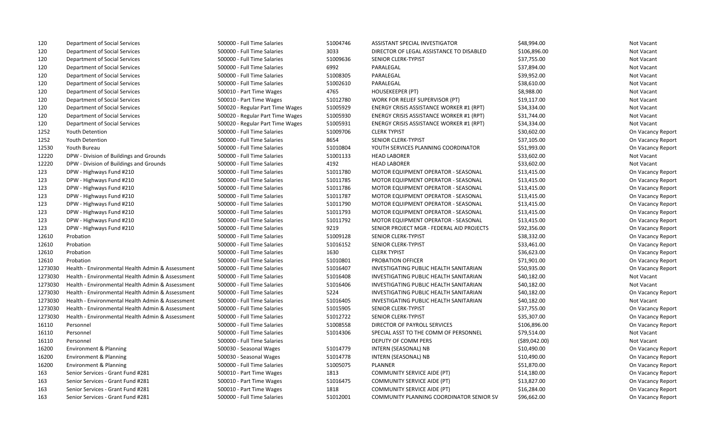| | | | | | | |
|---|---|---|---|---|---|---|
| 120 | Department of Social Services | 500000 - Full Time Salaries | 51004746 | ASSISTANT SPECIAL INVESTIGATOR | $48,994.00 | Not Vacant |
| 120 | Department of Social Services | 500000 - Full Time Salaries | 3033 | DIRECTOR OF LEGAL ASSISTANCE TO DISABLED | $106,896.00 | Not Vacant |
| 120 | Department of Social Services | 500000 - Full Time Salaries | 51009636 | SENIOR CLERK-TYPIST | $37,755.00 | Not Vacant |
| 120 | Department of Social Services | 500000 - Full Time Salaries | 6992 | PARALEGAL | $37,894.00 | Not Vacant |
| 120 | Department of Social Services | 500000 - Full Time Salaries | 51008305 | PARALEGAL | $39,952.00 | Not Vacant |
| 120 | Department of Social Services | 500000 - Full Time Salaries | 51002610 | PARALEGAL | $38,610.00 | Not Vacant |
| 120 | Department of Social Services | 500010 - Part Time Wages | 4765 | HOUSEKEEPER (PT) | $8,988.00 | Not Vacant |
| 120 | Department of Social Services | 500010 - Part Time Wages | 51012780 | WORK FOR RELIEF SUPERVISOR (PT) | $19,117.00 | Not Vacant |
| 120 | Department of Social Services | 500020 - Regular Part Time Wages | 51005929 | ENERGY CRISIS ASSISTANCE WORKER #1 (RPT) | $34,334.00 | Not Vacant |
| 120 | Department of Social Services | 500020 - Regular Part Time Wages | 51005930 | ENERGY CRISIS ASSISTANCE WORKER #1 (RPT) | $31,744.00 | Not Vacant |
| 120 | Department of Social Services | 500020 - Regular Part Time Wages | 51005931 | ENERGY CRISIS ASSISTANCE WORKER #1 (RPT) | $34,334.00 | Not Vacant |
| 1252 | Youth Detention | 500000 - Full Time Salaries | 51009706 | CLERK TYPIST | $30,602.00 | On Vacancy Report |
| 1252 | Youth Detention | 500000 - Full Time Salaries | 8654 | SENIOR CLERK-TYPIST | $37,105.00 | On Vacancy Report |
| 12530 | Youth Bureau | 500000 - Full Time Salaries | 51010804 | YOUTH SERVICES PLANNING COORDINATOR | $51,993.00 | On Vacancy Report |
| 12220 | DPW - Division of Buildings and Grounds | 500000 - Full Time Salaries | 51001133 | HEAD LABORER | $33,602.00 | Not Vacant |
| 12220 | DPW - Division of Buildings and Grounds | 500000 - Full Time Salaries | 4192 | HEAD LABORER | $33,602.00 | Not Vacant |
| 123 | DPW - Highways Fund #210 | 500000 - Full Time Salaries | 51011780 | MOTOR EQUIPMENT OPERATOR - SEASONAL | $13,415.00 | On Vacancy Report |
| 123 | DPW - Highways Fund #210 | 500000 - Full Time Salaries | 51011785 | MOTOR EQUIPMENT OPERATOR - SEASONAL | $13,415.00 | On Vacancy Report |
| 123 | DPW - Highways Fund #210 | 500000 - Full Time Salaries | 51011786 | MOTOR EQUIPMENT OPERATOR - SEASONAL | $13,415.00 | On Vacancy Report |
| 123 | DPW - Highways Fund #210 | 500000 - Full Time Salaries | 51011787 | MOTOR EQUIPMENT OPERATOR - SEASONAL | $13,415.00 | On Vacancy Report |
| 123 | DPW - Highways Fund #210 | 500000 - Full Time Salaries | 51011790 | MOTOR EQUIPMENT OPERATOR - SEASONAL | $13,415.00 | On Vacancy Report |
| 123 | DPW - Highways Fund #210 | 500000 - Full Time Salaries | 51011793 | MOTOR EQUIPMENT OPERATOR - SEASONAL | $13,415.00 | On Vacancy Report |
| 123 | DPW - Highways Fund #210 | 500000 - Full Time Salaries | 51011792 | MOTOR EQUIPMENT OPERATOR - SEASONAL | $13,415.00 | On Vacancy Report |
| 123 | DPW - Highways Fund #210 | 500000 - Full Time Salaries | 9219 | SENIOR PROJECT MGR - FEDERAL AID PROJECTS | $92,356.00 | On Vacancy Report |
| 12610 | Probation | 500000 - Full Time Salaries | 51009128 | SENIOR CLERK-TYPIST | $38,332.00 | On Vacancy Report |
| 12610 | Probation | 500000 - Full Time Salaries | 51016152 | SENIOR CLERK-TYPIST | $33,461.00 | On Vacancy Report |
| 12610 | Probation | 500000 - Full Time Salaries | 1630 | CLERK TYPIST | $36,623.00 | On Vacancy Report |
| 12610 | Probation | 500000 - Full Time Salaries | 51010801 | PROBATION OFFICER | $71,901.00 | On Vacancy Report |
| 1273030 | Health - Environmental Health Admin & Assessment | 500000 - Full Time Salaries | 51016407 | INVESTIGATING PUBLIC HEALTH SANITARIAN | $50,935.00 | On Vacancy Report |
| 1273030 | Health - Environmental Health Admin & Assessment | 500000 - Full Time Salaries | 51016408 | INVESTIGATING PUBLIC HEALTH SANITARIAN | $40,182.00 | Not Vacant |
| 1273030 | Health - Environmental Health Admin & Assessment | 500000 - Full Time Salaries | 51016406 | INVESTIGATING PUBLIC HEALTH SANITARIAN | $40,182.00 | Not Vacant |
| 1273030 | Health - Environmental Health Admin & Assessment | 500000 - Full Time Salaries | 5224 | INVESTIGATING PUBLIC HEALTH SANITARIAN | $40,182.00 | On Vacancy Report |
| 1273030 | Health - Environmental Health Admin & Assessment | 500000 - Full Time Salaries | 51016405 | INVESTIGATING PUBLIC HEALTH SANITARIAN | $40,182.00 | Not Vacant |
| 1273030 | Health - Environmental Health Admin & Assessment | 500000 - Full Time Salaries | 51015905 | SENIOR CLERK-TYPIST | $37,755.00 | On Vacancy Report |
| 1273030 | Health - Environmental Health Admin & Assessment | 500000 - Full Time Salaries | 51012722 | SENIOR CLERK-TYPIST | $35,307.00 | On Vacancy Report |
| 16110 | Personnel | 500000 - Full Time Salaries | 51008558 | DIRECTOR OF PAYROLL SERVICES | $106,896.00 | On Vacancy Report |
| 16110 | Personnel | 500000 - Full Time Salaries | 51014306 | SPECIAL ASST TO THE COMM OF PERSONNEL | $79,514.00 | Not Vacant |
| 16110 | Personnel | 500000 - Full Time Salaries | | DEPUTY OF COMM PERS | ($89,042.00) | Not Vacant |
| 16200 | Environment & Planning | 500030 - Seasonal Wages | 51014779 | INTERN (SEASONAL) NB | $10,490.00 | On Vacancy Report |
| 16200 | Environment & Planning | 500030 - Seasonal Wages | 51014778 | INTERN (SEASONAL) NB | $10,490.00 | On Vacancy Report |
| 16200 | Environment & Planning | 500000 - Full Time Salaries | 51005075 | PLANNER | $51,870.00 | On Vacancy Report |
| 163 | Senior Services - Grant Fund #281 | 500010 - Part Time Wages | 1813 | COMMUNITY SERVICE AIDE (PT) | $14,180.00 | On Vacancy Report |
| 163 | Senior Services - Grant Fund #281 | 500010 - Part Time Wages | 51016475 | COMMUNITY SERVICE AIDE (PT) | $13,827.00 | On Vacancy Report |
| 163 | Senior Services - Grant Fund #281 | 500010 - Part Time Wages | 1818 | COMMUNITY SERVICE AIDE (PT) | $16,284.00 | On Vacancy Report |
| 163 | Senior Services - Grant Fund #281 | 500000 - Full Time Salaries | 51012001 | COMMUNITY PLANNING COORDINATOR SENIOR SV | $96,662.00 | On Vacancy Report |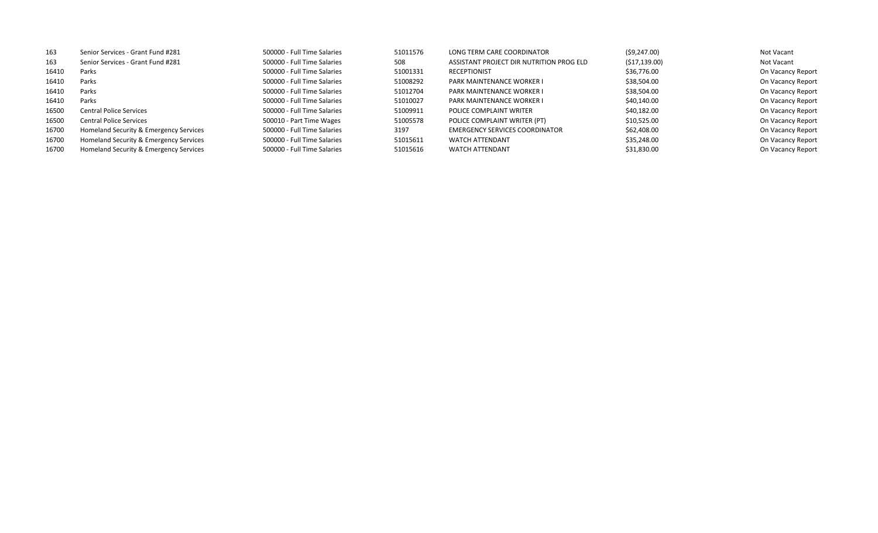| | | | | | | |
|---|---|---|---|---|---|---|
| 163 | Senior Services - Grant Fund #281 | 500000 - Full Time Salaries | 51011576 | LONG TERM CARE COORDINATOR | ($9,247.00) | Not Vacant |
| 163 | Senior Services - Grant Fund #281 | 500000 - Full Time Salaries | 508 | ASSISTANT PROJECT DIR NUTRITION PROG ELD | ($17,139.00) | Not Vacant |
| 16410 | Parks | 500000 - Full Time Salaries | 51001331 | RECEPTIONIST | $36,776.00 | On Vacancy Report |
| 16410 | Parks | 500000 - Full Time Salaries | 51008292 | PARK MAINTENANCE WORKER I | $38,504.00 | On Vacancy Report |
| 16410 | Parks | 500000 - Full Time Salaries | 51012704 | PARK MAINTENANCE WORKER I | $38,504.00 | On Vacancy Report |
| 16410 | Parks | 500000 - Full Time Salaries | 51010027 | PARK MAINTENANCE WORKER I | $40,140.00 | On Vacancy Report |
| 16500 | Central Police Services | 500000 - Full Time Salaries | 51009911 | POLICE COMPLAINT WRITER | $40,182.00 | On Vacancy Report |
| 16500 | Central Police Services | 500010 - Part Time Wages | 51005578 | POLICE COMPLAINT WRITER (PT) | $10,525.00 | On Vacancy Report |
| 16700 | Homeland Security & Emergency Services | 500000 - Full Time Salaries | 3197 | EMERGENCY SERVICES COORDINATOR | $62,408.00 | On Vacancy Report |
| 16700 | Homeland Security & Emergency Services | 500000 - Full Time Salaries | 51015611 | WATCH ATTENDANT | $35,248.00 | On Vacancy Report |
| 16700 | Homeland Security & Emergency Services | 500000 - Full Time Salaries | 51015616 | WATCH ATTENDANT | $31,830.00 | On Vacancy Report |